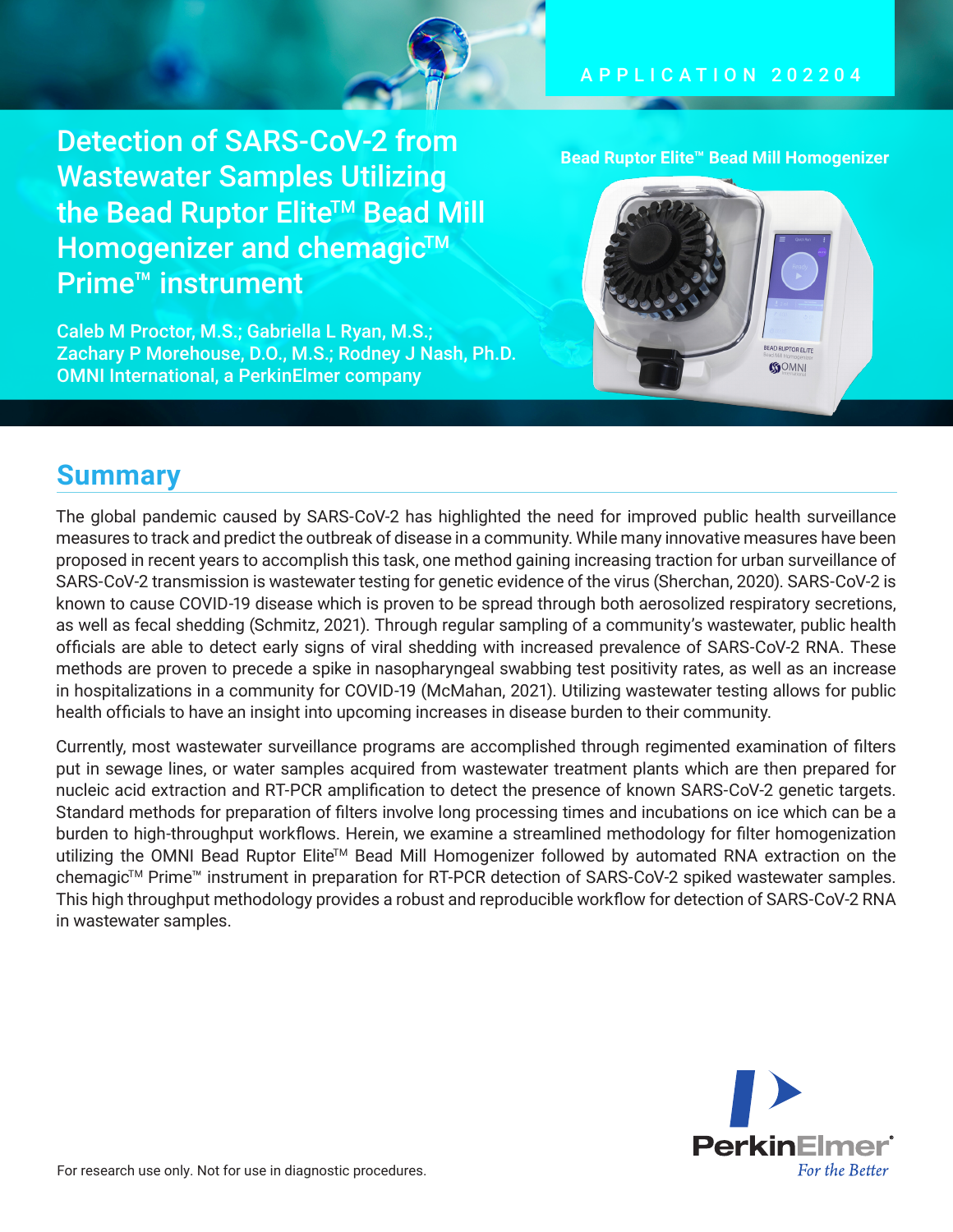APPLICATION 202204

# Detection of SARS-CoV-2 from Wastewater Samples Utilizing the Bead Ruptor Elite™ Bead Mill Homogenizer and chemagic™ Prime™ instrument

Caleb M Proctor, M.S.; Gabriella L Ryan, M.S.; Zachary P Morehouse, D.O., M.S.; Rodney J Nash, Ph.D.
OMNI International, a PerkinElmer company

**Bead Ruptor Elite™ Bead Mill Homogenizer**

## Summary

The global pandemic caused by SARS-CoV-2 has highlighted the need for improved public health surveillance measures to track and predict the outbreak of disease in a community. While many innovative measures have been proposed in recent years to accomplish this task, one method gaining increasing traction for urban surveillance of SARS-CoV-2 transmission is wastewater testing for genetic evidence of the virus (Sherchan, 2020). SARS-CoV-2 is known to cause COVID-19 disease which is proven to be spread through both aerosolized respiratory secretions, as well as fecal shedding (Schmitz, 2021). Through regular sampling of a community's wastewater, public health officials are able to detect early signs of viral shedding with increased prevalence of SARS-CoV-2 RNA. These methods are proven to precede a spike in nasopharyngeal swabbing test positivity rates, as well as an increase in hospitalizations in a community for COVID-19 (McMahan, 2021). Utilizing wastewater testing allows for public health officials to have an insight into upcoming increases in disease burden to their community.

Currently, most wastewater surveillance programs are accomplished through regimented examination of filters put in sewage lines, or water samples acquired from wastewater treatment plants which are then prepared for nucleic acid extraction and RT-PCR amplification to detect the presence of known SARS-CoV-2 genetic targets. Standard methods for preparation of filters involve long processing times and incubations on ice which can be a burden to high-throughput workflows. Herein, we examine a streamlined methodology for filter homogenization utilizing the OMNI Bead Ruptor Elite™ Bead Mill Homogenizer followed by automated RNA extraction on the chemagic™ Prime™ instrument in preparation for RT-PCR detection of SARS-CoV-2 spiked wastewater samples. This high throughput methodology provides a robust and reproducible workflow for detection of SARS-CoV-2 RNA in wastewater samples.

For research use only. Not for use in diagnostic procedures.

PerkinElmer®
*For the Better*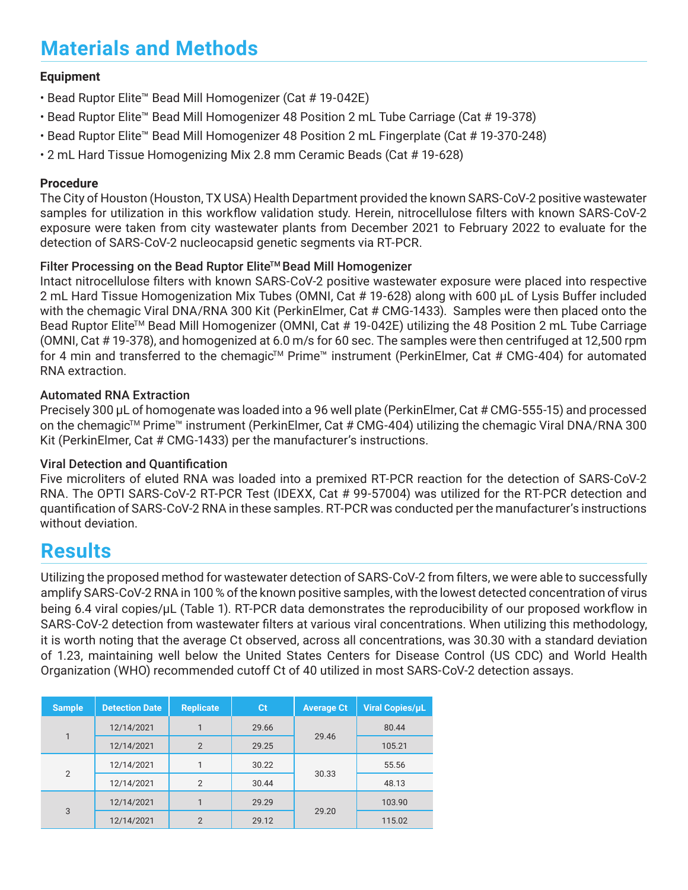# Materials and Methods

### Equipment

- Bead Ruptor Elite™ Bead Mill Homogenizer (Cat # 19-042E)
- Bead Ruptor Elite™ Bead Mill Homogenizer 48 Position 2 mL Tube Carriage (Cat # 19-378)
- Bead Ruptor Elite™ Bead Mill Homogenizer 48 Position 2 mL Fingerplate (Cat # 19-370-248)
- 2 mL Hard Tissue Homogenizing Mix 2.8 mm Ceramic Beads (Cat # 19-628)

### Procedure

The City of Houston (Houston, TX USA) Health Department provided the known SARS-CoV-2 positive wastewater samples for utilization in this workflow validation study. Herein, nitrocellulose filters with known SARS-CoV-2 exposure were taken from city wastewater plants from December 2021 to February 2022 to evaluate for the detection of SARS-CoV-2 nucleocapsid genetic segments via RT-PCR.

### Filter Processing on the Bead Ruptor Elite™ Bead Mill Homogenizer

Intact nitrocellulose filters with known SARS-CoV-2 positive wastewater exposure were placed into respective 2 mL Hard Tissue Homogenization Mix Tubes (OMNI, Cat # 19-628) along with 600 µL of Lysis Buffer included with the chemagic Viral DNA/RNA 300 Kit (PerkinElmer, Cat # CMG-1433). Samples were then placed onto the Bead Ruptor Elite™ Bead Mill Homogenizer (OMNI, Cat # 19-042E) utilizing the 48 Position 2 mL Tube Carriage (OMNI, Cat # 19-378), and homogenized at 6.0 m/s for 60 sec. The samples were then centrifuged at 12,500 rpm for 4 min and transferred to the chemagic™ Prime™ instrument (PerkinElmer, Cat # CMG-404) for automated RNA extraction.

### Automated RNA Extraction

Precisely 300 µL of homogenate was loaded into a 96 well plate (PerkinElmer, Cat # CMG-555-15) and processed on the chemagic™ Prime™ instrument (PerkinElmer, Cat # CMG-404) utilizing the chemagic Viral DNA/RNA 300 Kit (PerkinElmer, Cat # CMG-1433) per the manufacturer's instructions.

### Viral Detection and Quantification

Five microliters of eluted RNA was loaded into a premixed RT-PCR reaction for the detection of SARS-CoV-2 RNA. The OPTI SARS-CoV-2 RT-PCR Test (IDEXX, Cat # 99-57004) was utilized for the RT-PCR detection and quantification of SARS-CoV-2 RNA in these samples. RT-PCR was conducted per the manufacturer's instructions without deviation.

# Results

Utilizing the proposed method for wastewater detection of SARS-CoV-2 from filters, we were able to successfully amplify SARS-CoV-2 RNA in 100 % of the known positive samples, with the lowest detected concentration of virus being 6.4 viral copies/µL (Table 1). RT-PCR data demonstrates the reproducibility of our proposed workflow in SARS-CoV-2 detection from wastewater filters at various viral concentrations. When utilizing this methodology, it is worth noting that the average Ct observed, across all concentrations, was 30.30 with a standard deviation of 1.23, maintaining well below the United States Centers for Disease Control (US CDC) and World Health Organization (WHO) recommended cutoff Ct of 40 utilized in most SARS-CoV-2 detection assays.

| Sample | Detection Date | Replicate | Ct | Average Ct | Viral Copies/µL |
|---|---|---|---|---|---|
| 1 | 12/14/2021 | 1 | 29.66 | 29.46 | 80.44 |
| | 12/14/2021 | 2 | 29.25 | | 105.21 |
| 2 | 12/14/2021 | 1 | 30.22 | 30.33 | 55.56 |
| | 12/14/2021 | 2 | 30.44 | | 48.13 |
| 3 | 12/14/2021 | 1 | 29.29 | 29.20 | 103.90 |
| | 12/14/2021 | 2 | 29.12 | | 115.02 |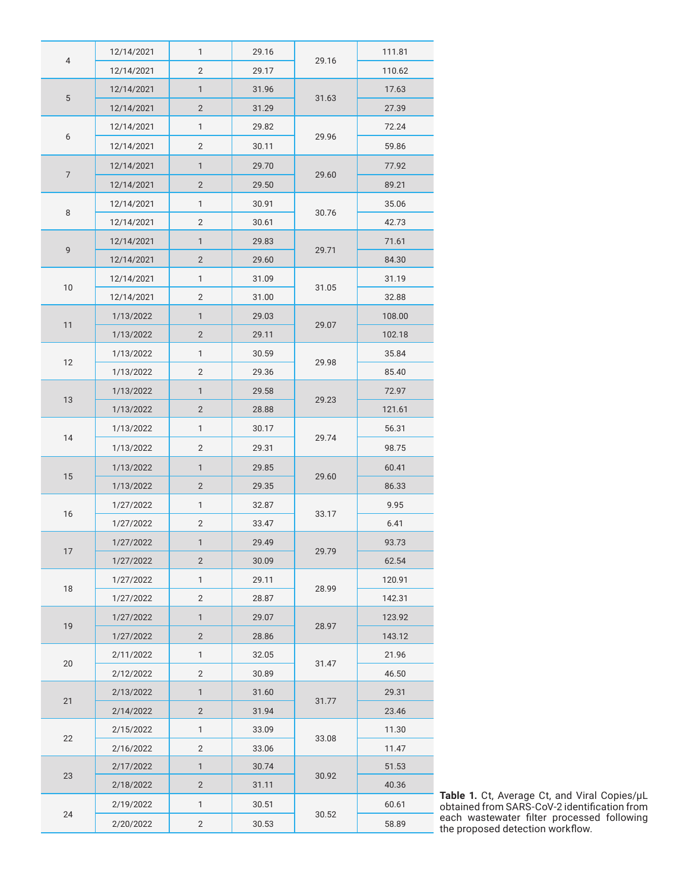| | | | | | |
|---|---|---|---|---|---|
| 4 | 12/14/2021 | 1 | 29.16 | 29.16 | 111.81 |
| | 12/14/2021 | 2 | 29.17 | | 110.62 |
| 5 | 12/14/2021 | 1 | 31.96 | 31.63 | 17.63 |
| | 12/14/2021 | 2 | 31.29 | | 27.39 |
| 6 | 12/14/2021 | 1 | 29.82 | 29.96 | 72.24 |
| | 12/14/2021 | 2 | 30.11 | | 59.86 |
| 7 | 12/14/2021 | 1 | 29.70 | 29.60 | 77.92 |
| | 12/14/2021 | 2 | 29.50 | | 89.21 |
| 8 | 12/14/2021 | 1 | 30.91 | 30.76 | 35.06 |
| | 12/14/2021 | 2 | 30.61 | | 42.73 |
| 9 | 12/14/2021 | 1 | 29.83 | 29.71 | 71.61 |
| | 12/14/2021 | 2 | 29.60 | | 84.30 |
| 10 | 12/14/2021 | 1 | 31.09 | 31.05 | 31.19 |
| | 12/14/2021 | 2 | 31.00 | | 32.88 |
| 11 | 1/13/2022 | 1 | 29.03 | 29.07 | 108.00 |
| | 1/13/2022 | 2 | 29.11 | | 102.18 |
| 12 | 1/13/2022 | 1 | 30.59 | 29.98 | 35.84 |
| | 1/13/2022 | 2 | 29.36 | | 85.40 |
| 13 | 1/13/2022 | 1 | 29.58 | 29.23 | 72.97 |
| | 1/13/2022 | 2 | 28.88 | | 121.61 |
| 14 | 1/13/2022 | 1 | 30.17 | 29.74 | 56.31 |
| | 1/13/2022 | 2 | 29.31 | | 98.75 |
| 15 | 1/13/2022 | 1 | 29.85 | 29.60 | 60.41 |
| | 1/13/2022 | 2 | 29.35 | | 86.33 |
| 16 | 1/27/2022 | 1 | 32.87 | 33.17 | 9.95 |
| | 1/27/2022 | 2 | 33.47 | | 6.41 |
| 17 | 1/27/2022 | 1 | 29.49 | 29.79 | 93.73 |
| | 1/27/2022 | 2 | 30.09 | | 62.54 |
| 18 | 1/27/2022 | 1 | 29.11 | 28.99 | 120.91 |
| | 1/27/2022 | 2 | 28.87 | | 142.31 |
| 19 | 1/27/2022 | 1 | 29.07 | 28.97 | 123.92 |
| | 1/27/2022 | 2 | 28.86 | | 143.12 |
| 20 | 2/11/2022 | 1 | 32.05 | 31.47 | 21.96 |
| | 2/12/2022 | 2 | 30.89 | | 46.50 |
| 21 | 2/13/2022 | 1 | 31.60 | 31.77 | 29.31 |
| | 2/14/2022 | 2 | 31.94 | | 23.46 |
| 22 | 2/15/2022 | 1 | 33.09 | 33.08 | 11.30 |
| | 2/16/2022 | 2 | 33.06 | | 11.47 |
| 23 | 2/17/2022 | 1 | 30.74 | 30.92 | 51.53 |
| | 2/18/2022 | 2 | 31.11 | | 40.36 |
| 24 | 2/19/2022 | 1 | 30.51 | 30.52 | 60.61 |
| | 2/20/2022 | 2 | 30.53 | | 58.89 |

**Table 1.** Ct, Average Ct, and Viral Copies/μL obtained from SARS-CoV-2 identification from each wastewater filter processed following the proposed detection workflow.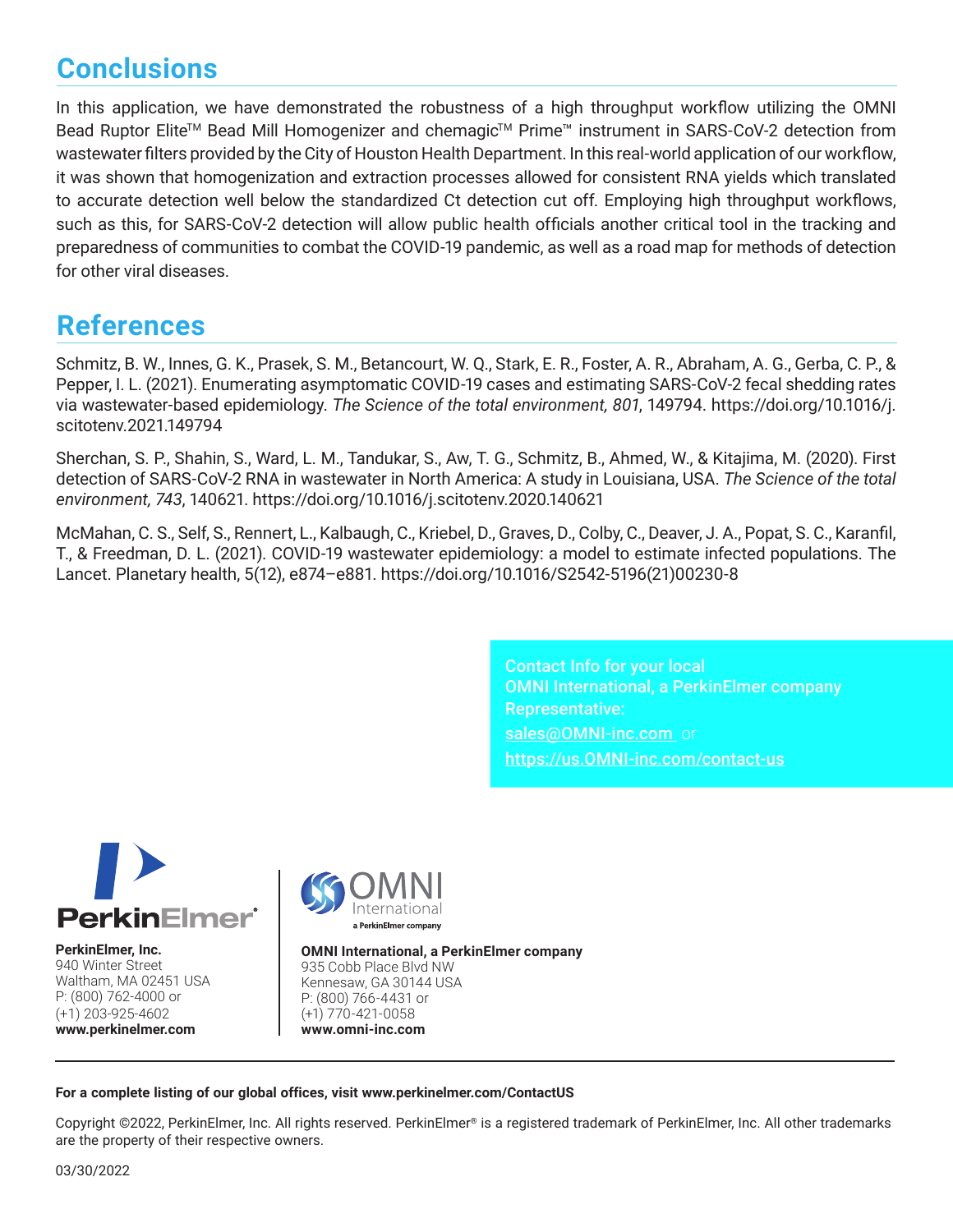## Conclusions

In this application, we have demonstrated the robustness of a high throughput workflow utilizing the OMNI Bead Ruptor Elite™ Bead Mill Homogenizer and chemagic™ Prime™ instrument in SARS-CoV-2 detection from wastewater filters provided by the City of Houston Health Department. In this real-world application of our workflow, it was shown that homogenization and extraction processes allowed for consistent RNA yields which translated to accurate detection well below the standardized Ct detection cut off. Employing high throughput workflows, such as this, for SARS-CoV-2 detection will allow public health officials another critical tool in the tracking and preparedness of communities to combat the COVID-19 pandemic, as well as a road map for methods of detection for other viral diseases.

## References

Schmitz, B. W., Innes, G. K., Prasek, S. M., Betancourt, W. Q., Stark, E. R., Foster, A. R., Abraham, A. G., Gerba, C. P., & Pepper, I. L. (2021). Enumerating asymptomatic COVID-19 cases and estimating SARS-CoV-2 fecal shedding rates via wastewater-based epidemiology. *The Science of the total environment, 801*, 149794. https://doi.org/10.1016/j.scitotenv.2021.149794

Sherchan, S. P., Shahin, S., Ward, L. M., Tandukar, S., Aw, T. G., Schmitz, B., Ahmed, W., & Kitajima, M. (2020). First detection of SARS-CoV-2 RNA in wastewater in North America: A study in Louisiana, USA. *The Science of the total environment, 743*, 140621. https://doi.org/10.1016/j.scitotenv.2020.140621

McMahan, C. S., Self, S., Rennert, L., Kalbaugh, C., Kriebel, D., Graves, D., Colby, C., Deaver, J. A., Popat, S. C., Karanfil, T., & Freedman, D. L. (2021). COVID-19 wastewater epidemiology: a model to estimate infected populations. The Lancet. Planetary health, 5(12), e874–e881. https://doi.org/10.1016/S2542-5196(21)00230-8

Contact Info for your local
OMNI International, a PerkinElmer company
Representative:
sales@OMNI-inc.com or
https://us.OMNI-inc.com/contact-us

**PerkinElmer, Inc.**
940 Winter Street
Waltham, MA 02451 USA
P: (800) 762-4000 or
(+1) 203-925-4602
**www.perkinelmer.com**

**OMNI International, a PerkinElmer company**
935 Cobb Place Blvd NW
Kennesaw, GA 30144 USA
P: (800) 766-4431 or
(+1) 770-421-0058
**www.omni-inc.com**

**For a complete listing of our global offices, visit www.perkinelmer.com/ContactUS**

Copyright ©2022, PerkinElmer, Inc. All rights reserved. PerkinElmer® is a registered trademark of PerkinElmer, Inc. All other trademarks are the property of their respective owners.

03/30/2022